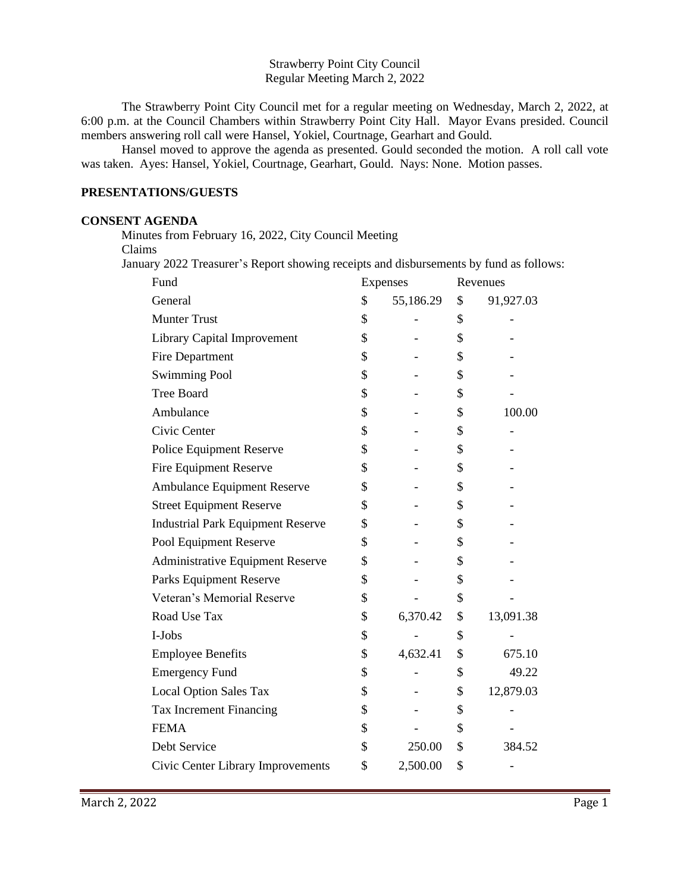Strawberry Point City Council
Regular Meeting March 2, 2022

The Strawberry Point City Council met for a regular meeting on Wednesday, March 2, 2022, at 6:00 p.m. at the Council Chambers within Strawberry Point City Hall. Mayor Evans presided. Council members answering roll call were Hansel, Yokiel, Courtnage, Gearhart and Gould.

Hansel moved to approve the agenda as presented. Gould seconded the motion. A roll call vote was taken. Ayes: Hansel, Yokiel, Courtnage, Gearhart, Gould. Nays: None. Motion passes.

**PRESENTATIONS/GUESTS**

**CONSENT AGENDA**

Minutes from February 16, 2022, City Council Meeting
Claims
January 2022 Treasurer's Report showing receipts and disbursements by fund as follows:

| Fund | Expenses | Revenues |
|---|---|---|
| General | $ 55,186.29 | $ 91,927.03 |
| Munter Trust | $ - | $ - |
| Library Capital Improvement | $ - | $ - |
| Fire Department | $ - | $ - |
| Swimming Pool | $ - | $ - |
| Tree Board | $ - | $ - |
| Ambulance | $ - | $ 100.00 |
| Civic Center | $ - | $ - |
| Police Equipment Reserve | $ - | $ - |
| Fire Equipment Reserve | $ - | $ - |
| Ambulance Equipment Reserve | $ - | $ - |
| Street Equipment Reserve | $ - | $ - |
| Industrial Park Equipment Reserve | $ - | $ - |
| Pool Equipment Reserve | $ - | $ - |
| Administrative Equipment Reserve | $ - | $ - |
| Parks Equipment Reserve | $ - | $ - |
| Veteran's Memorial Reserve | $ - | $ - |
| Road Use Tax | $ 6,370.42 | $ 13,091.38 |
| I-Jobs | $ - | $ - |
| Employee Benefits | $ 4,632.41 | $ 675.10 |
| Emergency Fund | $ - | $ 49.22 |
| Local Option Sales Tax | $ - | $ 12,879.03 |
| Tax Increment Financing | $ - | $ - |
| FEMA | $ - | $ - |
| Debt Service | $ 250.00 | $ 384.52 |
| Civic Center Library Improvements | $ 2,500.00 | $ - |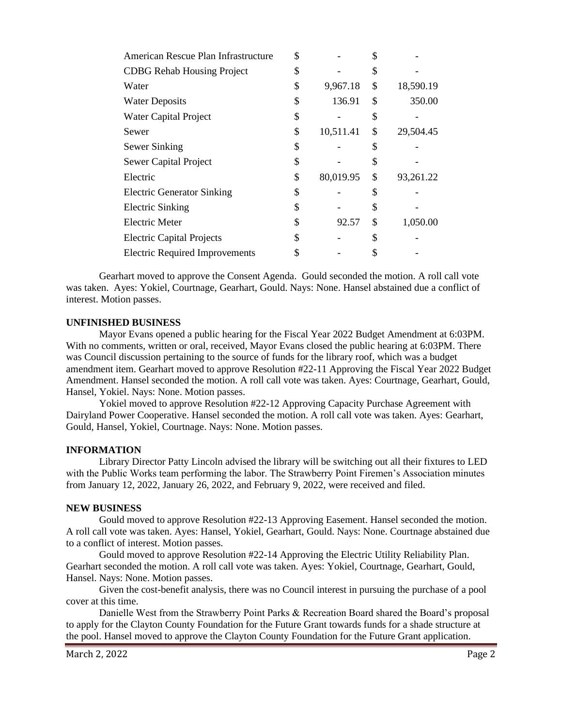| | | | | |
|---|---|---|---|---|
| American Rescue Plan Infrastructure | $ | - | $ | - |
| CDBG Rehab Housing Project | $ | - | $ | - |
| Water | $ | 9,967.18 | $ | 18,590.19 |
| Water Deposits | $ | 136.91 | $ | 350.00 |
| Water Capital Project | $ | - | $ | - |
| Sewer | $ | 10,511.41 | $ | 29,504.45 |
| Sewer Sinking | $ | - | $ | - |
| Sewer Capital Project | $ | - | $ | - |
| Electric | $ | 80,019.95 | $ | 93,261.22 |
| Electric Generator Sinking | $ | - | $ | - |
| Electric Sinking | $ | - | $ | - |
| Electric Meter | $ | 92.57 | $ | 1,050.00 |
| Electric Capital Projects | $ | - | $ | - |
| Electric Required Improvements | $ | - | $ | - |

Gearhart moved to approve the Consent Agenda. Gould seconded the motion. A roll call vote was taken. Ayes: Yokiel, Courtnage, Gearhart, Gould. Nays: None. Hansel abstained due a conflict of interest. Motion passes.

**UNFINISHED BUSINESS**

Mayor Evans opened a public hearing for the Fiscal Year 2022 Budget Amendment at 6:03PM. With no comments, written or oral, received, Mayor Evans closed the public hearing at 6:03PM. There was Council discussion pertaining to the source of funds for the library roof, which was a budget amendment item. Gearhart moved to approve Resolution #22-11 Approving the Fiscal Year 2022 Budget Amendment. Hansel seconded the motion. A roll call vote was taken. Ayes: Courtnage, Gearhart, Gould, Hansel, Yokiel. Nays: None. Motion passes.

Yokiel moved to approve Resolution #22-12 Approving Capacity Purchase Agreement with Dairyland Power Cooperative. Hansel seconded the motion. A roll call vote was taken. Ayes: Gearhart, Gould, Hansel, Yokiel, Courtnage. Nays: None. Motion passes.

**INFORMATION**

Library Director Patty Lincoln advised the library will be switching out all their fixtures to LED with the Public Works team performing the labor. The Strawberry Point Firemen's Association minutes from January 12, 2022, January 26, 2022, and February 9, 2022, were received and filed.

**NEW BUSINESS**

Gould moved to approve Resolution #22-13 Approving Easement. Hansel seconded the motion. A roll call vote was taken. Ayes: Hansel, Yokiel, Gearhart, Gould. Nays: None. Courtnage abstained due to a conflict of interest. Motion passes.

Gould moved to approve Resolution #22-14 Approving the Electric Utility Reliability Plan. Gearhart seconded the motion. A roll call vote was taken. Ayes: Yokiel, Courtnage, Gearhart, Gould, Hansel. Nays: None. Motion passes.

Given the cost-benefit analysis, there was no Council interest in pursuing the purchase of a pool cover at this time.

Danielle West from the Strawberry Point Parks & Recreation Board shared the Board's proposal to apply for the Clayton County Foundation for the Future Grant towards funds for a shade structure at the pool. Hansel moved to approve the Clayton County Foundation for the Future Grant application.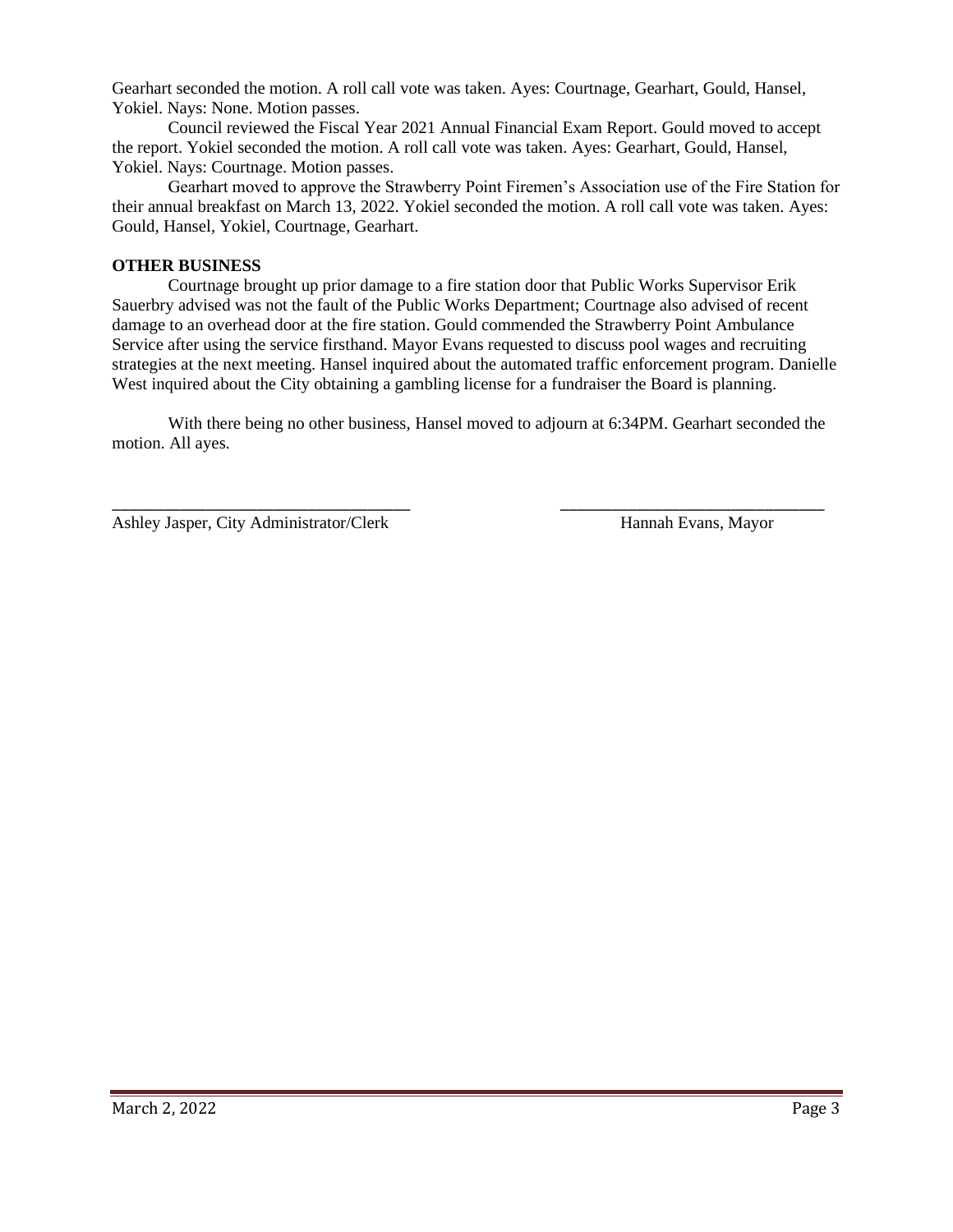Gearhart seconded the motion. A roll call vote was taken. Ayes: Courtnage, Gearhart, Gould, Hansel, Yokiel. Nays: None. Motion passes.

Council reviewed the Fiscal Year 2021 Annual Financial Exam Report. Gould moved to accept the report. Yokiel seconded the motion. A roll call vote was taken. Ayes: Gearhart, Gould, Hansel, Yokiel. Nays: Courtnage. Motion passes.

Gearhart moved to approve the Strawberry Point Firemen's Association use of the Fire Station for their annual breakfast on March 13, 2022. Yokiel seconded the motion. A roll call vote was taken. Ayes: Gould, Hansel, Yokiel, Courtnage, Gearhart.

**OTHER BUSINESS**

Courtnage brought up prior damage to a fire station door that Public Works Supervisor Erik Sauerbry advised was not the fault of the Public Works Department; Courtnage also advised of recent damage to an overhead door at the fire station. Gould commended the Strawberry Point Ambulance Service after using the service firsthand. Mayor Evans requested to discuss pool wages and recruiting strategies at the next meeting. Hansel inquired about the automated traffic enforcement program. Danielle West inquired about the City obtaining a gambling license for a fundraiser the Board is planning.

With there being no other business, Hansel moved to adjourn at 6:34PM. Gearhart seconded the motion. All ayes.

\_\_\_\_\_\_\_\_\_\_\_\_\_\_\_\_\_\_\_\_\_\_\_\_\_\_\_\_\_\_\_\_\_\_
Ashley Jasper, City Administrator/Clerk

\_\_\_\_\_\_\_\_\_\_\_\_\_\_\_\_\_\_\_\_\_\_\_\_\_\_\_\_\_\_\_\_\_\_
Hannah Evans, Mayor